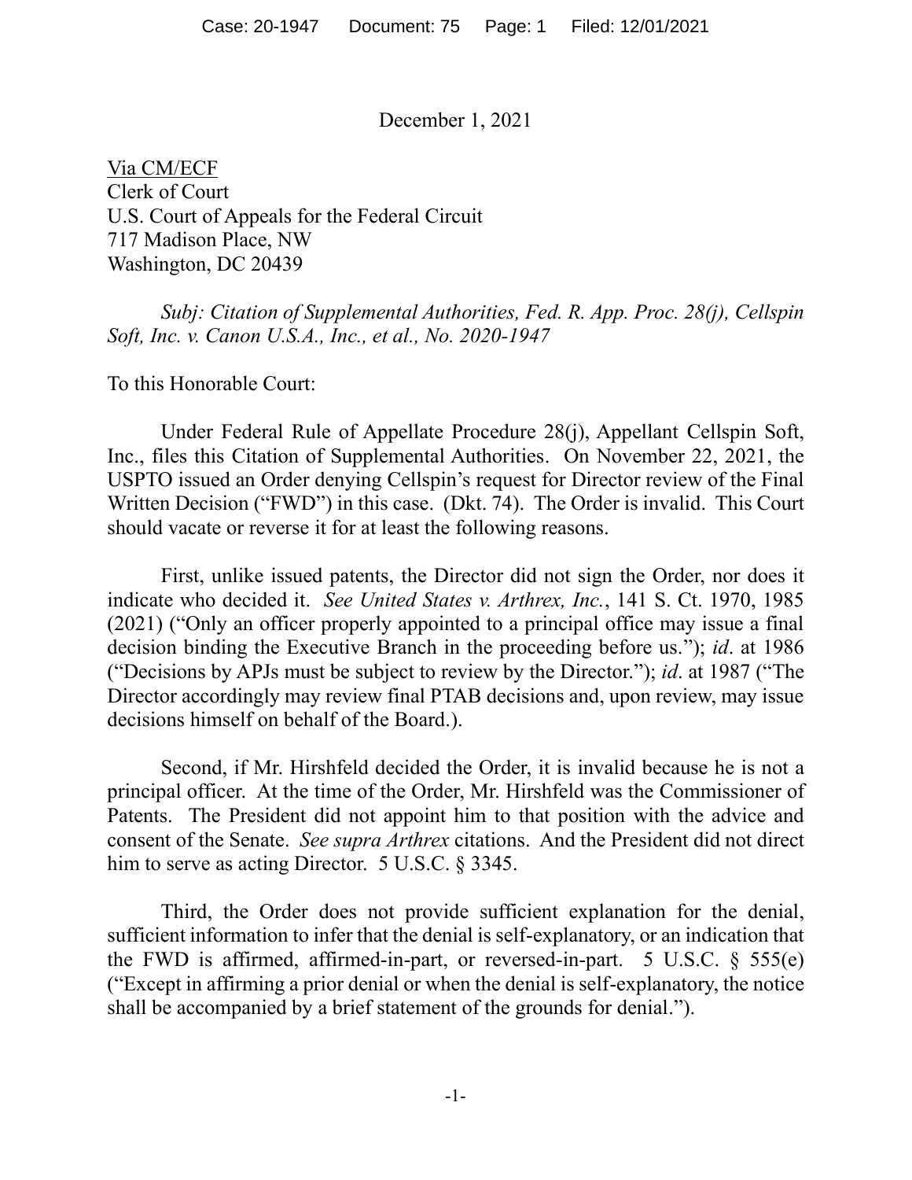December 1, 2021

<u>Via CM/ECF</u>
Clerk of Court
U.S. Court of Appeals for the Federal Circuit
717 Madison Place, NW
Washington, DC 20439

*Subj: Citation of Supplemental Authorities, Fed. R. App. Proc. 28(j), Cellspin Soft, Inc. v. Canon U.S.A., Inc., et al., No. 2020-1947*

To this Honorable Court:

Under Federal Rule of Appellate Procedure 28(j), Appellant Cellspin Soft, Inc., files this Citation of Supplemental Authorities. On November 22, 2021, the USPTO issued an Order denying Cellspin's request for Director review of the Final Written Decision ("FWD") in this case. (Dkt. 74). The Order is invalid. This Court should vacate or reverse it for at least the following reasons.

First, unlike issued patents, the Director did not sign the Order, nor does it indicate who decided it. *See United States v. Arthrex, Inc.*, 141 S. Ct. 1970, 1985 (2021) ("Only an officer properly appointed to a principal office may issue a final decision binding the Executive Branch in the proceeding before us."); *id*. at 1986 ("Decisions by APJs must be subject to review by the Director."); *id*. at 1987 ("The Director accordingly may review final PTAB decisions and, upon review, may issue decisions himself on behalf of the Board.).

Second, if Mr. Hirshfeld decided the Order, it is invalid because he is not a principal officer. At the time of the Order, Mr. Hirshfeld was the Commissioner of Patents. The President did not appoint him to that position with the advice and consent of the Senate. *See supra Arthrex* citations. And the President did not direct him to serve as acting Director. 5 U.S.C. § 3345.

Third, the Order does not provide sufficient explanation for the denial, sufficient information to infer that the denial is self-explanatory, or an indication that the FWD is affirmed, affirmed-in-part, or reversed-in-part. 5 U.S.C. § 555(e) ("Except in affirming a prior denial or when the denial is self-explanatory, the notice shall be accompanied by a brief statement of the grounds for denial.").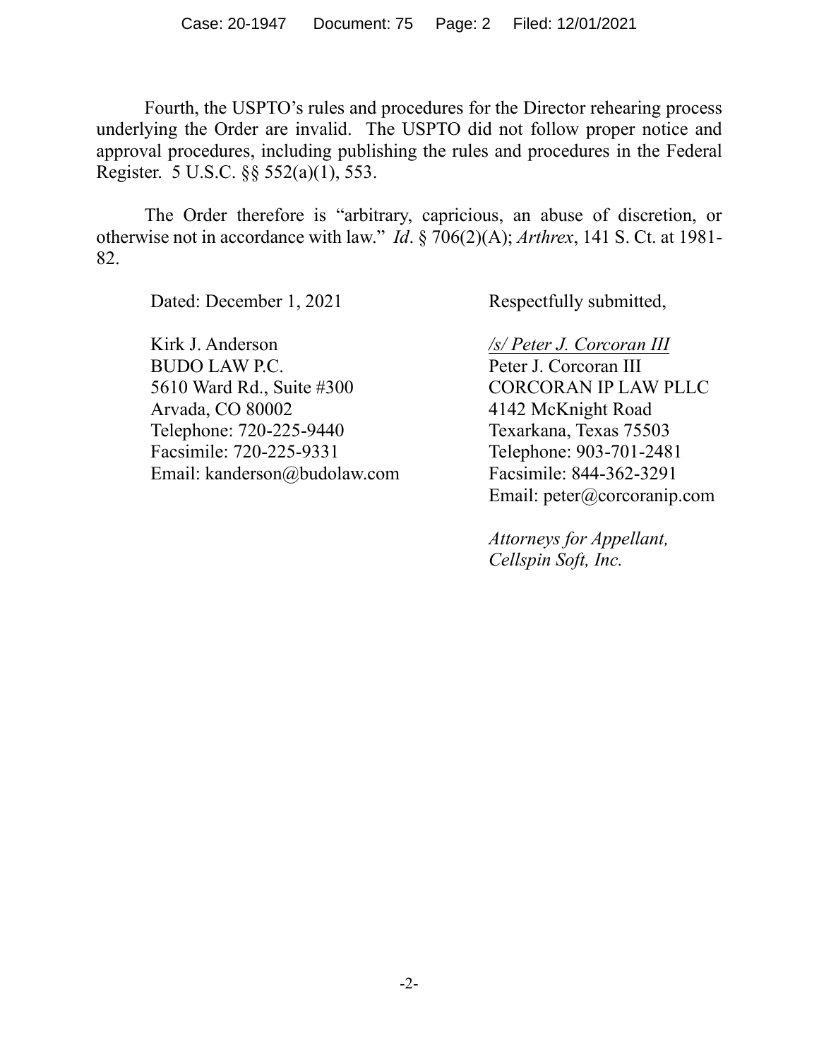Fourth, the USPTO's rules and procedures for the Director rehearing process underlying the Order are invalid. The USPTO did not follow proper notice and approval procedures, including publishing the rules and procedures in the Federal Register. 5 U.S.C. §§ 552(a)(1), 553.

The Order therefore is "arbitrary, capricious, an abuse of discretion, or otherwise not in accordance with law." *Id*. § 706(2)(A); *Arthrex*, 141 S. Ct. at 1981-82.

Dated: December 1, 2021

Respectfully submitted,

*/s/ Peter J. Corcoran III*
Peter J. Corcoran III
CORCORAN IP LAW PLLC
4142 McKnight Road
Texarkana, Texas 75503
Telephone: 903-701-2481
Facsimile: 844-362-3291
Email: peter@corcoranip.com

Kirk J. Anderson
BUDO LAW P.C.
5610 Ward Rd., Suite #300
Arvada, CO 80002
Telephone: 720-225-9440
Facsimile: 720-225-9331
Email: kanderson@budolaw.com

*Attorneys for Appellant, Cellspin Soft, Inc.*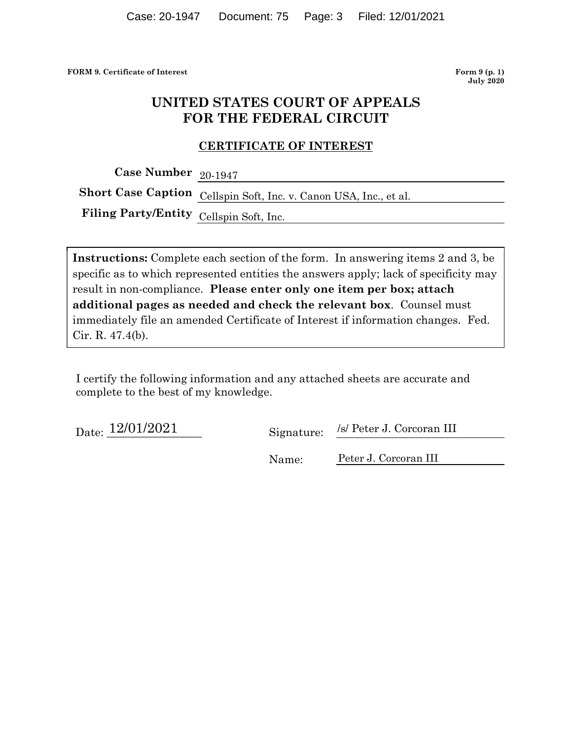**FORM 9. Certificate of Interest** **Form 9 (p. 1)**
**July 2020**

# UNITED STATES COURT OF APPEALS FOR THE FEDERAL CIRCUIT

## CERTIFICATE OF INTEREST

**Case Number** 20-1947

**Short Case Caption** Cellspin Soft, Inc. v. Canon USA, Inc., et al.

**Filing Party/Entity** Cellspin Soft, Inc.

**Instructions:** Complete each section of the form. In answering items 2 and 3, be specific as to which represented entities the answers apply; lack of specificity may result in non-compliance. **Please enter only one item per box; attach additional pages as needed and check the relevant box**. Counsel must immediately file an amended Certificate of Interest if information changes. Fed. Cir. R. 47.4(b).

I certify the following information and any attached sheets are accurate and complete to the best of my knowledge.

Date: 12/01/2021

Signature: /s/ Peter J. Corcoran III

Name: Peter J. Corcoran III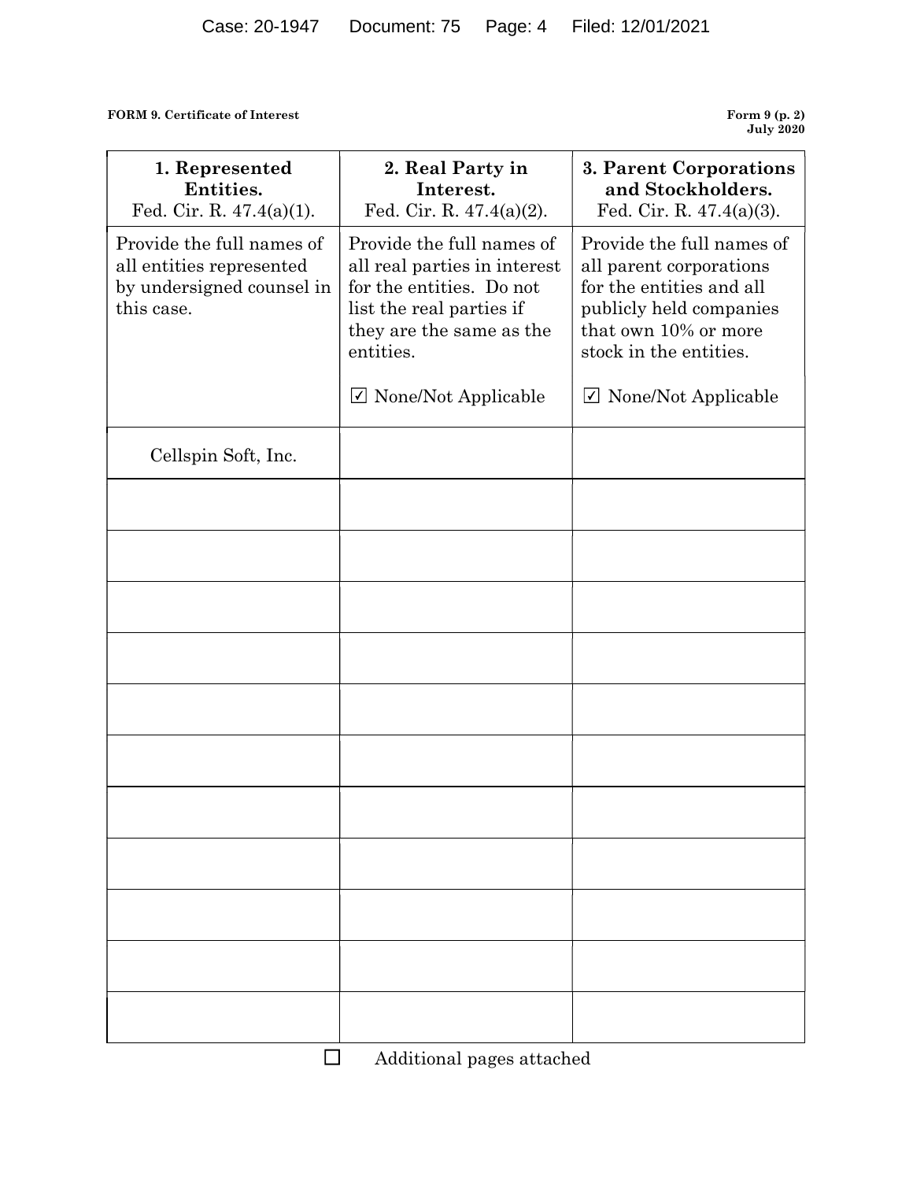**FORM 9. Certificate of Interest** | **Form 9 (p. 2) July 2020**

| **1. Represented Entities.** Fed. Cir. R. 47.4(a)(1). | **2. Real Party in Interest.** Fed. Cir. R. 47.4(a)(2). | **3. Parent Corporations and Stockholders.** Fed. Cir. R. 47.4(a)(3). |
|---|---|---|
| Provide the full names of all entities represented by undersigned counsel in this case. | Provide the full names of all real parties in interest for the entities. Do not list the real parties if they are the same as the entities.<br><br>☑ None/Not Applicable | Provide the full names of all parent corporations for the entities and all publicly held companies that own 10% or more stock in the entities.<br><br>☑ None/Not Applicable |
| Cellspin Soft, Inc. | | |
| | | |
| | | |
| | | |
| | | |
| | | |
| | | |
| | | |
| | | |
| | | |
| | | |
| | | |

☐ Additional pages attached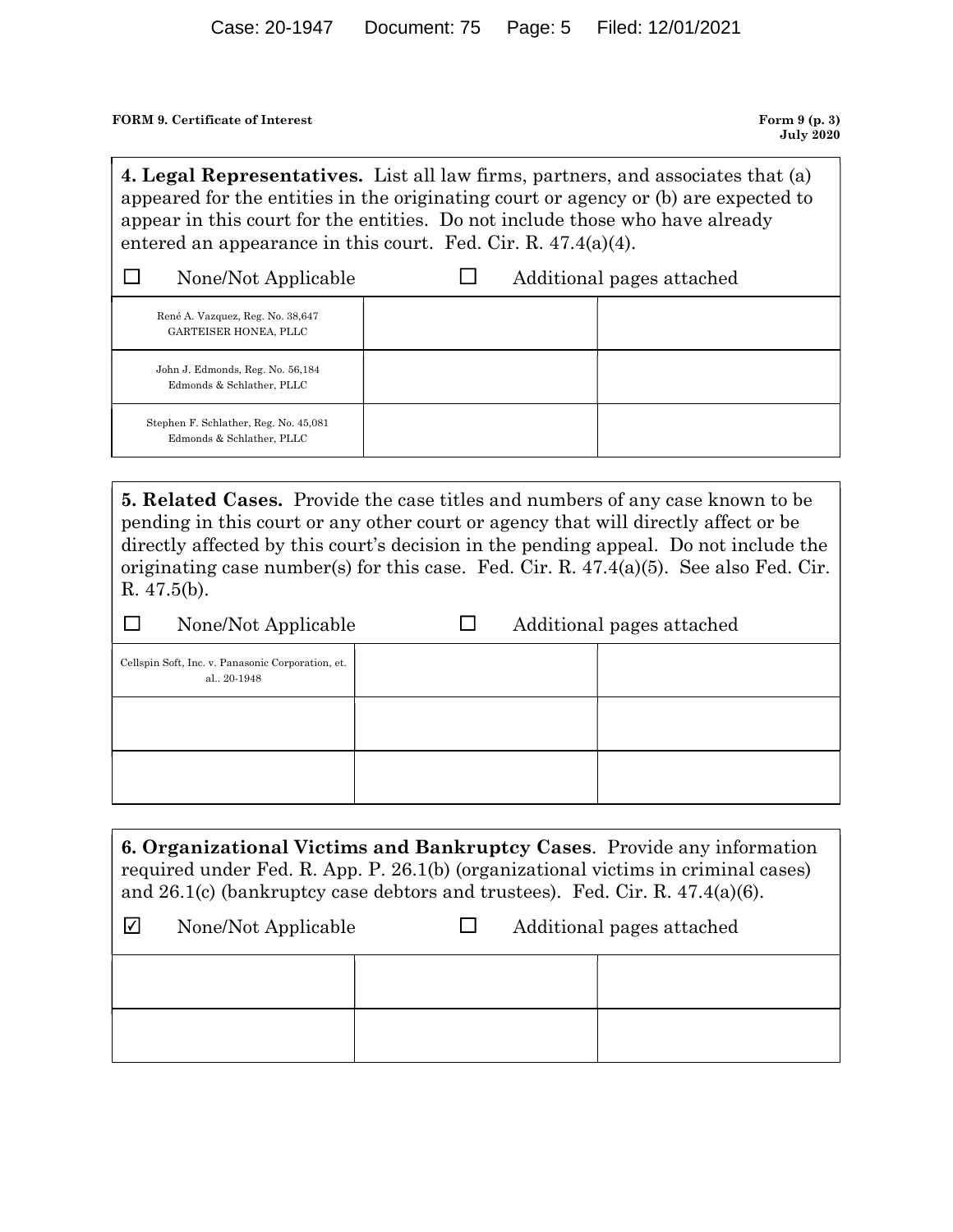**FORM 9. Certificate of Interest** **Form 9 (p. 3)**
**July 2020**

**4. Legal Representatives.** List all law firms, partners, and associates that (a) appeared for the entities in the originating court or agency or (b) are expected to appear in this court for the entities. Do not include those who have already entered an appearance in this court. Fed. Cir. R. 47.4(a)(4).

☐ None/Not Applicable ☐ Additional pages attached

| | | |
|---|---|---|
| René A. Vazquez, Reg. No. 38,647 GARTEISER HONEA, PLLC | | |
| John J. Edmonds, Reg. No. 56,184 Edmonds & Schlather, PLLC | | |
| Stephen F. Schlather, Reg. No. 45,081 Edmonds & Schlather, PLLC | | |

**5. Related Cases.** Provide the case titles and numbers of any case known to be pending in this court or any other court or agency that will directly affect or be directly affected by this court's decision in the pending appeal. Do not include the originating case number(s) for this case. Fed. Cir. R. 47.4(a)(5). See also Fed. Cir. R. 47.5(b).

☐ None/Not Applicable ☐ Additional pages attached

| | | |
|---|---|---|
| Cellspin Soft, Inc. v. Panasonic Corporation, et. al.. 20-1948 | | |
| | | |
| | | |

**6. Organizational Victims and Bankruptcy Cases**. Provide any information required under Fed. R. App. P. 26.1(b) (organizational victims in criminal cases) and 26.1(c) (bankruptcy case debtors and trustees). Fed. Cir. R. 47.4(a)(6).

☑ None/Not Applicable ☐ Additional pages attached

| | | |
|---|---|---|
| | | |
| | | |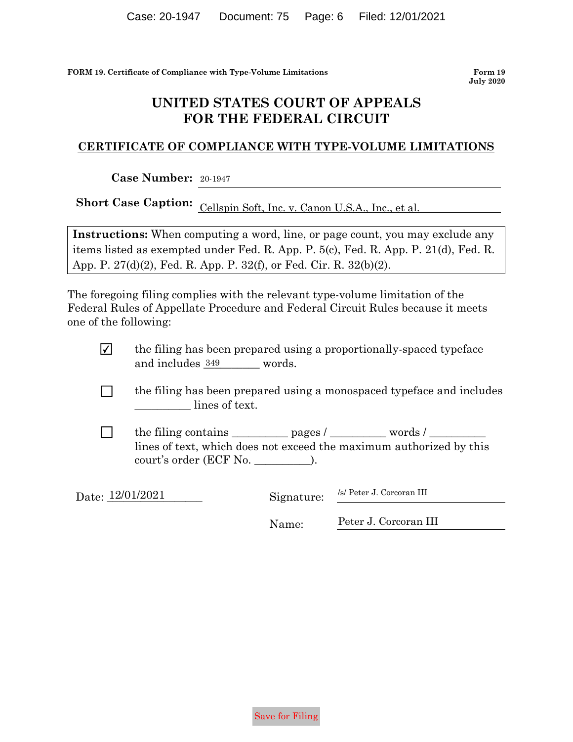FORM 19. Certificate of Compliance with Type-Volume Limitations

Form 19
July 2020

# UNITED STATES COURT OF APPEALS
# FOR THE FEDERAL CIRCUIT

## CERTIFICATE OF COMPLIANCE WITH TYPE-VOLUME LIMITATIONS

**Case Number:** 20-1947

**Short Case Caption:** Cellspin Soft, Inc. v. Canon U.S.A., Inc., et al.

**Instructions:** When computing a word, line, or page count, you may exclude any items listed as exempted under Fed. R. App. P. 5(c), Fed. R. App. P. 21(d), Fed. R. App. P. 27(d)(2), Fed. R. App. P. 32(f), or Fed. Cir. R. 32(b)(2).

The foregoing filing complies with the relevant type-volume limitation of the Federal Rules of Appellate Procedure and Federal Circuit Rules because it meets one of the following:

- [x] the filing has been prepared using a proportionally-spaced typeface and includes 349 words.
- [ ] the filing has been prepared using a monospaced typeface and includes __________ lines of text.
- [ ] the filing contains __________ pages / __________ words / __________ lines of text, which does not exceed the maximum authorized by this court's order (ECF No. __________).

Date: 12/01/2021

Signature: /s/ Peter J. Corcoran III

Name: Peter J. Corcoran III

Save for Filing